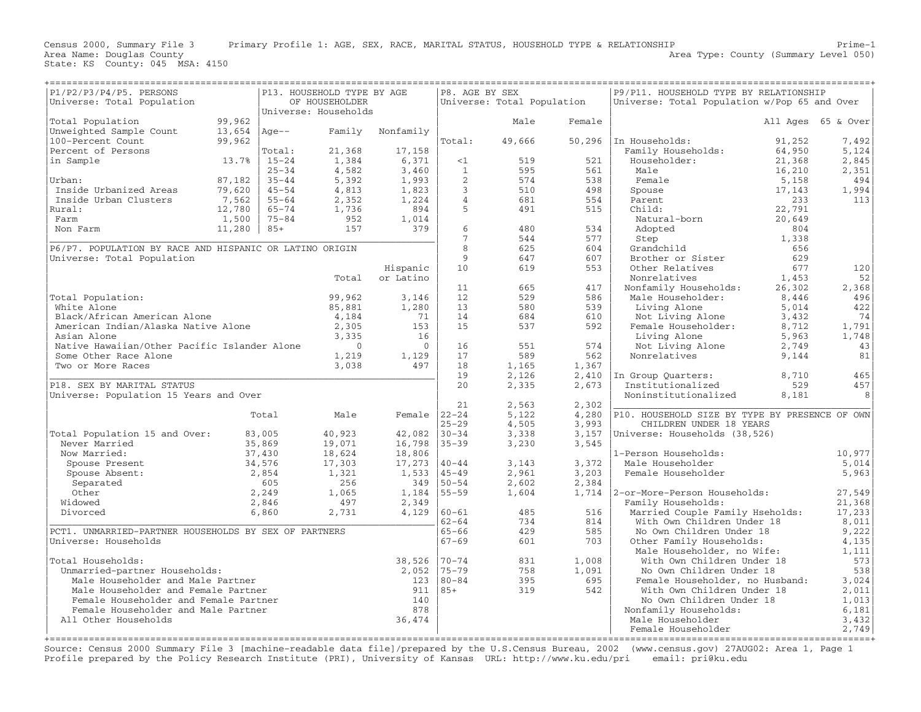Census 2000, Summary File 3 Primary Profile 1: AGE, SEX, RACE, MARITAL STATUS, HOUSEHOLD TYPE & RELATIONSHIP Prime-1
Area Name: Douglas County Area Type: County (Summary Level 050)
State: KS County: 045 MSA: 4150

## P1/P2/P3/P4/P5. PERSONS
Universe: Total Population

| | |
|---|---|
| Total Population | 99,962 |
| Unweighted Sample Count | 13,654 |
| 100-Percent Count | 99,962 |
| Percent of Persons in Sample | 13.7% |
| Urban: | 87,182 |
| Inside Urbanized Areas | 79,620 |
| Inside Urban Clusters | 7,562 |
| Rural: | 12,780 |
| Farm | 1,500 |
| Non Farm | 11,280 |

## P13. HOUSEHOLD TYPE BY AGE OF HOUSEHOLDER
Universe: Households

| Age-- | Family | Nonfamily |
|---|---|---|
| Total: | 21,368 | 17,158 |
| 15-24 | 1,384 | 6,371 |
| 25-34 | 4,582 | 3,460 |
| 35-44 | 5,392 | 1,993 |
| 45-54 | 4,813 | 1,823 |
| 55-64 | 2,352 | 1,224 |
| 65-74 | 1,736 | 894 |
| 75-84 | 952 | 1,014 |
| 85+ | 157 | 379 |

## P6/P7. POPULATION BY RACE AND HISPANIC OR LATINO ORIGIN
Universe: Total Population

| | Total | Hispanic or Latino |
|---|---|---|
| Total Population: | 99,962 | 3,146 |
| White Alone | 85,881 | 1,280 |
| Black/African American Alone | 4,184 | 71 |
| American Indian/Alaska Native Alone | 2,305 | 153 |
| Asian Alone | 3,335 | 16 |
| Native Hawaiian/Other Pacific Islander Alone | 0 | 0 |
| Some Other Race Alone | 1,219 | 1,129 |
| Two or More Races | 3,038 | 497 |

## P18. SEX BY MARITAL STATUS
Universe: Population 15 Years and Over

| | Total | Male | Female |
|---|---|---|---|
| Total Population 15 and Over: | 83,005 | 40,923 | 42,082 |
| Never Married | 35,869 | 19,071 | 16,798 |
| Now Married: | 37,430 | 18,624 | 18,806 |
| Spouse Present | 34,576 | 17,303 | 17,273 |
| Spouse Absent: | 2,854 | 1,321 | 1,533 |
| Separated | 605 | 256 | 349 |
| Other | 2,249 | 1,065 | 1,184 |
| Widowed | 2,846 | 497 | 2,349 |
| Divorced | 6,860 | 2,731 | 4,129 |

## PCT1. UNMARRIED-PARTNER HOUSEHOLDS BY SEX OF PARTNERS
Universe: Households

| | |
|---|---|
| Total Households: | 38,526 |
| Unmarried-partner Households: | 2,052 |
| Male Householder and Male Partner | 123 |
| Male Householder and Female Partner | 911 |
| Female Householder and Female Partner | 140 |
| Female Householder and Male Partner | 878 |
| All Other Households | 36,474 |

## P8. AGE BY SEX
Universe: Total Population

| | Male | Female |
|---|---|---|
| Total: | 49,666 | 50,296 |
| <1 | 519 | 521 |
| 1 | 595 | 561 |
| 2 | 574 | 538 |
| 3 | 510 | 498 |
| 4 | 681 | 554 |
| 5 | 491 | 515 |
| 6 | 480 | 534 |
| 7 | 544 | 577 |
| 8 | 625 | 604 |
| 9 | 647 | 607 |
| 10 | 619 | 553 |
| 11 | 665 | 417 |
| 12 | 529 | 586 |
| 13 | 580 | 539 |
| 14 | 684 | 610 |
| 15 | 537 | 592 |
| 16 | 551 | 574 |
| 17 | 589 | 562 |
| 18 | 1,165 | 1,367 |
| 19 | 2,126 | 2,410 |
| 20 | 2,335 | 2,673 |
| 21 | 2,563 | 2,302 |
| 22-24 | 5,122 | 4,280 |
| 25-29 | 4,505 | 3,993 |
| 30-34 | 3,338 | 3,157 |
| 35-39 | 3,230 | 3,545 |
| 40-44 | 3,143 | 3,372 |
| 45-49 | 2,961 | 3,203 |
| 50-54 | 2,602 | 2,384 |
| 55-59 | 1,604 | 1,714 |
| 60-61 | 485 | 516 |
| 62-64 | 734 | 814 |
| 65-66 | 429 | 585 |
| 67-69 | 601 | 703 |
| 70-74 | 831 | 1,008 |
| 75-79 | 758 | 1,091 |
| 80-84 | 395 | 695 |
| 85+ | 319 | 542 |

## P9/P11. HOUSEHOLD TYPE BY RELATIONSHIP
Universe: Total Population w/Pop 65 and Over

| | All Ages | 65 & Over |
|---|---|---|
| In Households: | 91,252 | 7,492 |
| Family Households: | 64,950 | 5,124 |
| Householder: | 21,368 | 2,845 |
| Male | 16,210 | 2,351 |
| Female | 5,158 | 494 |
| Spouse | 17,143 | 1,994 |
| Parent | 233 | 113 |
| Child: | 22,791 | |
| Natural-born | 20,649 | |
| Adopted | 804 | |
| Step | 1,338 | |
| Grandchild | 656 | |
| Brother or Sister | 629 | |
| Other Relatives | 677 | 120 |
| Nonrelatives | 1,453 | 52 |
| Nonfamily Households: | 26,302 | 2,368 |
| Male Householder: | 8,446 | 496 |
| Living Alone | 5,014 | 422 |
| Not Living Alone | 3,432 | 74 |
| Female Householder: | 8,712 | 1,791 |
| Living Alone | 5,963 | 1,748 |
| Not Living Alone | 2,749 | 43 |
| Nonrelatives | 9,144 | 81 |
| In Group Quarters: | 8,710 | 465 |
| Institutionalized | 529 | 457 |
| Noninstitutionalized | 8,181 | 8 |

## P10. HOUSEHOLD SIZE BY TYPE BY PRESENCE OF OWN CHILDREN UNDER 18 YEARS
Universe: Households (38,526)

| | |
|---|---|
| 1-Person Households: | 10,977 |
| Male Householder | 5,014 |
| Female Householder | 5,963 |
| 2-or-More-Person Households: | 27,549 |
| Family Households: | 21,368 |
| Married Couple Family Hseholds: | 17,233 |
| With Own Children Under 18 | 8,011 |
| No Own Children Under 18 | 9,222 |
| Other Family Households: | 4,135 |
| Male Householder, no Wife: | 1,111 |
| With Own Children Under 18 | 573 |
| No Own Children Under 18 | 538 |
| Female Householder, no Husband: | 3,024 |
| With Own Children Under 18 | 2,011 |
| No Own Children Under 18 | 1,013 |
| Nonfamily Households: | 6,181 |
| Male Householder | 3,432 |
| Female Householder | 2,749 |

Source: Census 2000 Summary File 3 [machine-readable data file]/prepared by the U.S.Census Bureau, 2002 (www.census.gov) 27AUG02: Area 1, Page 1
Profile prepared by the Policy Research Institute (PRI), University of Kansas URL: http://www.ku.edu/pri email: pri@ku.edu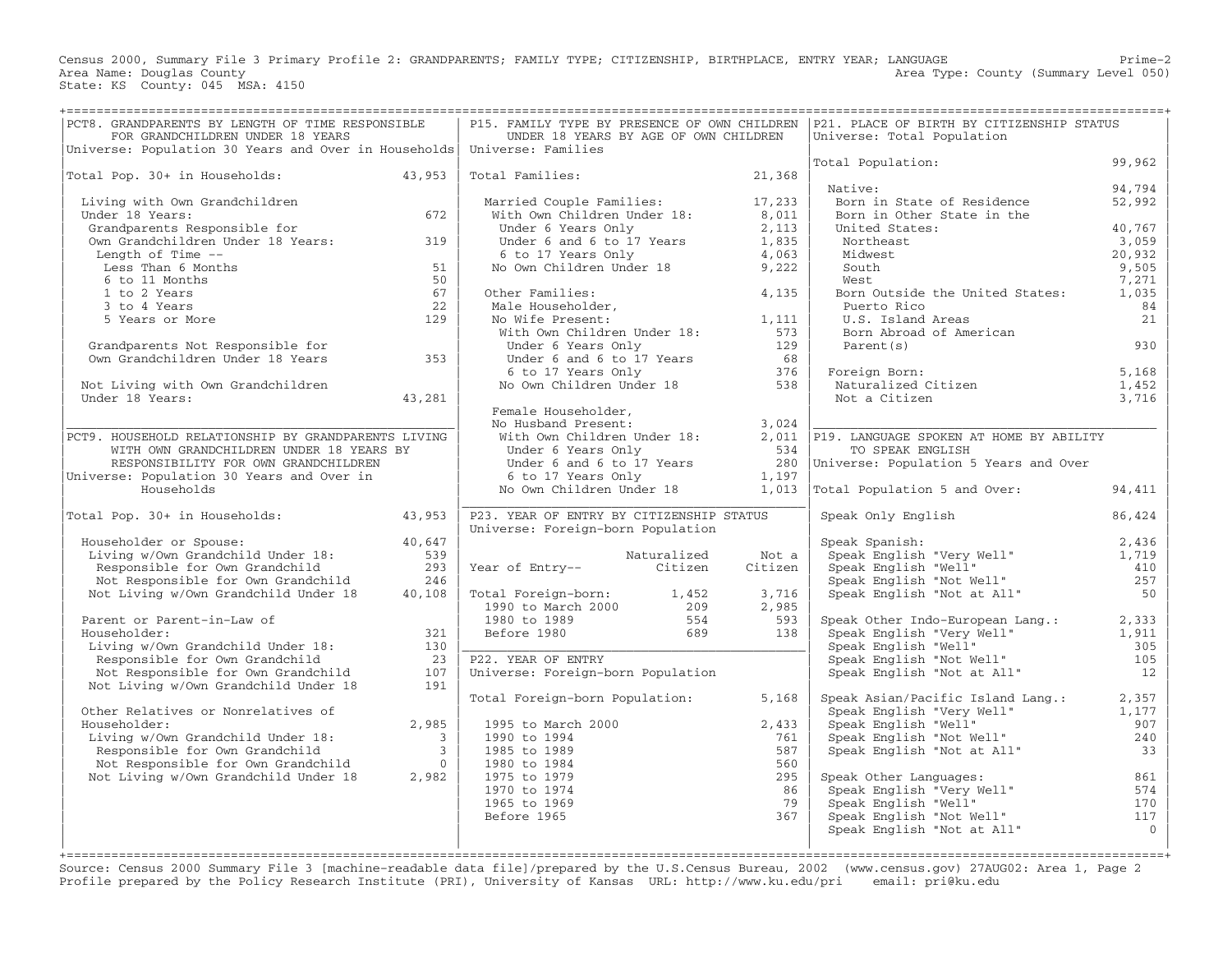Census 2000, Summary File 3 Primary Profile 2: GRANDPARENTS; FAMILY TYPE; CITIZENSHIP, BIRTHPLACE, ENTRY YEAR; LANGUAGE — Prime-2

Area Name: Douglas County — Area Type: County (Summary Level 050)

State: KS County: 045 MSA: 4150

## PCT8. GRANDPARENTS BY LENGTH OF TIME RESPONSIBLE FOR GRANDCHILDREN UNDER 18 YEARS

Universe: Population 30 Years and Over in Households

| | |
|---|---|
| Total Pop. 30+ in Households: | 43,953 |
| Living with Own Grandchildren Under 18 Years: | 672 |
| Grandparents Responsible for Own Grandchildren Under 18 Years: | 319 |
| Length of Time -- | |
| Less Than 6 Months | 51 |
| 6 to 11 Months | 50 |
| 1 to 2 Years | 67 |
| 3 to 4 Years | 22 |
| 5 Years or More | 129 |
| Grandparents Not Responsible for Own Grandchildren Under 18 Years | 353 |
| Not Living with Own Grandchildren Under 18 Years: | 43,281 |

## PCT9. HOUSEHOLD RELATIONSHIP BY GRANDPARENTS LIVING WITH OWN GRANDCHILDREN UNDER 18 YEARS BY RESPONSIBILITY FOR OWN GRANDCHILDREN

Universe: Population 30 Years and Over in Households

| | |
|---|---|
| Total Pop. 30+ in Households: | 43,953 |
| Householder or Spouse: | 40,647 |
| Living w/Own Grandchild Under 18: | 539 |
| Responsible for Own Grandchild | 293 |
| Not Responsible for Own Grandchild | 246 |
| Not Living w/Own Grandchild Under 18 | 40,108 |
| Parent or Parent-in-Law of Householder: | 321 |
| Living w/Own Grandchild Under 18: | 130 |
| Responsible for Own Grandchild | 23 |
| Not Responsible for Own Grandchild | 107 |
| Not Living w/Own Grandchild Under 18 | 191 |
| Other Relatives or Nonrelatives of Householder: | 2,985 |
| Living w/Own Grandchild Under 18: | 3 |
| Responsible for Own Grandchild | 3 |
| Not Responsible for Own Grandchild | 0 |
| Not Living w/Own Grandchild Under 18 | 2,982 |

## P15. FAMILY TYPE BY PRESENCE OF OWN CHILDREN UNDER 18 YEARS BY AGE OF OWN CHILDREN

Universe: Families

| | |
|---|---|
| Total Families: | 21,368 |
| Married Couple Families: | 17,233 |
| With Own Children Under 18: | 8,011 |
| Under 6 Years Only | 2,113 |
| Under 6 and 6 to 17 Years | 1,835 |
| 6 to 17 Years Only | 4,063 |
| No Own Children Under 18 | 9,222 |
| Other Families: | 4,135 |
| Male Householder, No Wife Present: | 1,111 |
| With Own Children Under 18: | 573 |
| Under 6 Years Only | 129 |
| Under 6 and 6 to 17 Years | 68 |
| 6 to 17 Years Only | 376 |
| No Own Children Under 18 | 538 |
| Female Householder, No Husband Present: | 3,024 |
| With Own Children Under 18: | 2,011 |
| Under 6 Years Only | 534 |
| Under 6 and 6 to 17 Years | 280 |
| 6 to 17 Years Only | 1,197 |
| No Own Children Under 18 | 1,013 |

## P23. YEAR OF ENTRY BY CITIZENSHIP STATUS

Universe: Foreign-born Population

| Year of Entry-- | Naturalized Citizen | Not a Citizen |
|---|---|---|
| Total Foreign-born: | 1,452 | 3,716 |
| 1990 to March 2000 | 209 | 2,985 |
| 1980 to 1989 | 554 | 593 |
| Before 1980 | 689 | 138 |

## P22. YEAR OF ENTRY

Universe: Foreign-born Population

| | |
|---|---|
| Total Foreign-born Population: | 5,168 |
| 1995 to March 2000 | 2,433 |
| 1990 to 1994 | 761 |
| 1985 to 1989 | 587 |
| 1980 to 1984 | 560 |
| 1975 to 1979 | 295 |
| 1970 to 1974 | 86 |
| 1965 to 1969 | 79 |
| Before 1965 | 367 |

## P21. PLACE OF BIRTH BY CITIZENSHIP STATUS

Universe: Total Population

| | |
|---|---|
| Total Population: | 99,962 |
| Native: | 94,794 |
| Born in State of Residence | 52,992 |
| Born in Other State in the United States: | 40,767 |
| Northeast | 3,059 |
| Midwest | 20,932 |
| South | 9,505 |
| West | 7,271 |
| Born Outside the United States: | 1,035 |
| Puerto Rico | 84 |
| U.S. Island Areas | 21 |
| Born Abroad of American Parent(s) | 930 |
| Foreign Born: | 5,168 |
| Naturalized Citizen | 1,452 |
| Not a Citizen | 3,716 |

## P19. LANGUAGE SPOKEN AT HOME BY ABILITY TO SPEAK ENGLISH

Universe: Population 5 Years and Over

| | |
|---|---|
| Total Population 5 and Over: | 94,411 |
| Speak Only English | 86,424 |
| Speak Spanish: | 2,436 |
| Speak English "Very Well" | 1,719 |
| Speak English "Well" | 410 |
| Speak English "Not Well" | 257 |
| Speak English "Not at All" | 50 |
| Speak Other Indo-European Lang.: | 2,333 |
| Speak English "Very Well" | 1,911 |
| Speak English "Well" | 305 |
| Speak English "Not Well" | 105 |
| Speak English "Not at All" | 12 |
| Speak Asian/Pacific Island Lang.: | 2,357 |
| Speak English "Very Well" | 1,177 |
| Speak English "Well" | 907 |
| Speak English "Not Well" | 240 |
| Speak English "Not at All" | 33 |
| Speak Other Languages: | 861 |
| Speak English "Very Well" | 574 |
| Speak English "Well" | 170 |
| Speak English "Not Well" | 117 |
| Speak English "Not at All" | 0 |

Source: Census 2000 Summary File 3 [machine-readable data file]/prepared by the U.S.Census Bureau, 2002 (www.census.gov) 27AUG02: Area 1, Page 2
Profile prepared by the Policy Research Institute (PRI), University of Kansas URL: http://www.ku.edu/pri email: pri@ku.edu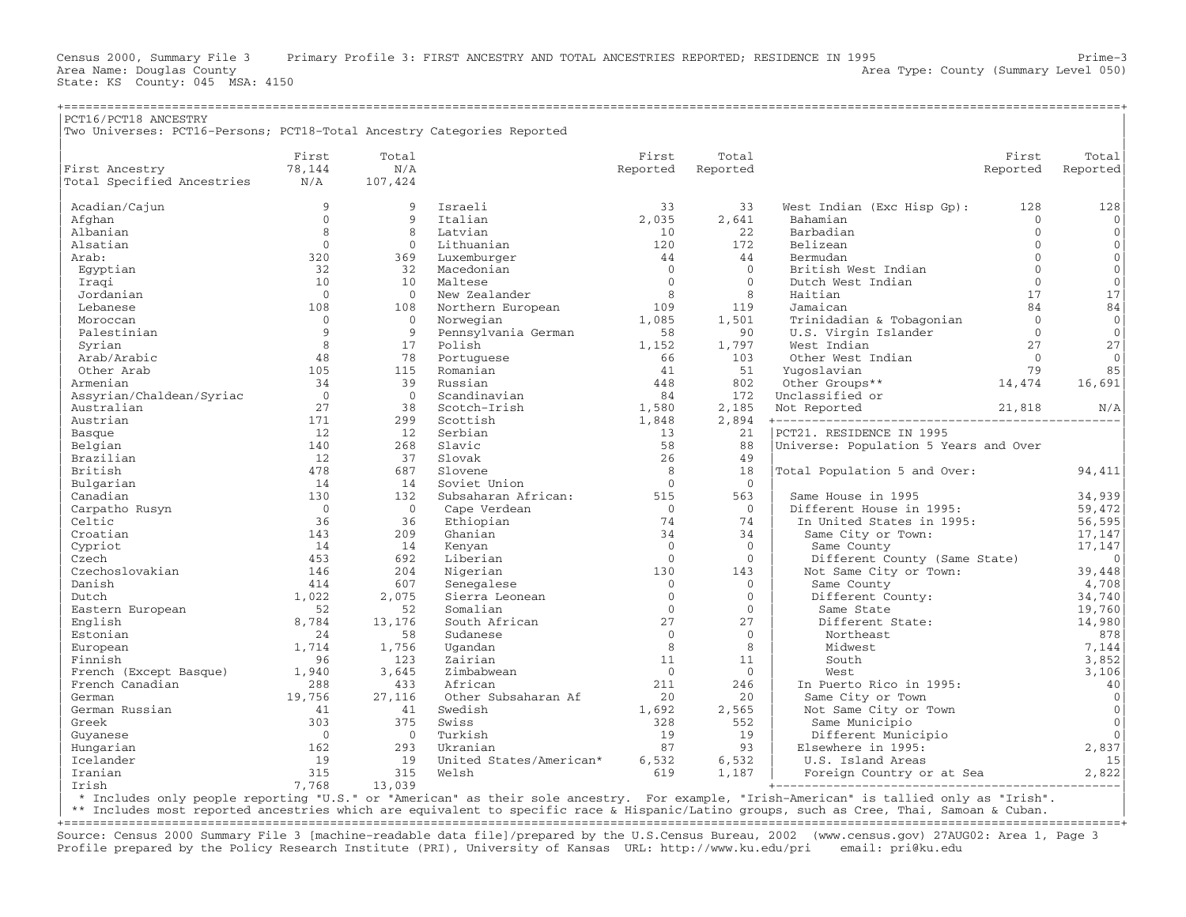Census 2000, Summary File 3 Primary Profile 3: FIRST ANCESTRY AND TOTAL ANCESTRIES REPORTED; RESIDENCE IN 1995 Prime-3
Area Name: Douglas County Area Type: County (Summary Level 050)
State: KS County: 045 MSA: 4150

## PCT16/PCT18 ANCESTRY

Two Universes: PCT16–Persons; PCT18–Total Ancestry Categories Reported

| | First | Total |
|---|---|---|
| First Ancestry | 78,144 | N/A |
| Total Specified Ancestries | N/A | 107,424 |

| | First Reported | Total Reported |
|---|---|---|
| Acadian/Cajun | 9 | 9 |
| Afghan | 0 | 9 |
| Albanian | 8 | 8 |
| Alsatian | 0 | 0 |
| Arab: | 320 | 369 |
| Egyptian | 32 | 32 |
| Iraqi | 10 | 10 |
| Jordanian | 0 | 0 |
| Lebanese | 108 | 108 |
| Moroccan | 0 | 0 |
| Palestinian | 9 | 9 |
| Syrian | 8 | 17 |
| Arab/Arabic | 48 | 78 |
| Other Arab | 105 | 115 |
| Armenian | 34 | 39 |
| Assyrian/Chaldean/Syriac | 0 | 0 |
| Australian | 27 | 38 |
| Austrian | 171 | 299 |
| Basque | 12 | 12 |
| Belgian | 140 | 268 |
| Brazilian | 12 | 37 |
| British | 478 | 687 |
| Bulgarian | 14 | 14 |
| Canadian | 130 | 132 |
| Carpatho Rusyn | 0 | 0 |
| Celtic | 36 | 36 |
| Croatian | 143 | 209 |
| Cypriot | 14 | 14 |
| Czech | 453 | 692 |
| Czechoslovakian | 146 | 204 |
| Danish | 414 | 607 |
| Dutch | 1,022 | 2,075 |
| Eastern European | 52 | 52 |
| English | 8,784 | 13,176 |
| Estonian | 24 | 58 |
| European | 1,714 | 1,756 |
| Finnish | 96 | 123 |
| French (Except Basque) | 1,940 | 3,645 |
| French Canadian | 288 | 433 |
| German | 19,756 | 27,116 |
| German Russian | 41 | 41 |
| Greek | 303 | 375 |
| Guyanese | 0 | 0 |
| Hungarian | 162 | 293 |
| Icelander | 19 | 19 |
| Iranian | 315 | 315 |
| Irish | 7,768 | 13,039 |
| Israeli | 33 | 33 |
| Italian | 2,035 | 2,641 |
| Latvian | 10 | 22 |
| Lithuanian | 120 | 172 |
| Luxemburger | 44 | 44 |
| Macedonian | 0 | 0 |
| Maltese | 0 | 0 |
| New Zealander | 8 | 8 |
| Northern European | 109 | 119 |
| Norwegian | 1,085 | 1,501 |
| Pennsylvania German | 58 | 90 |
| Polish | 1,152 | 1,797 |
| Portuguese | 66 | 103 |
| Romanian | 41 | 51 |
| Russian | 448 | 802 |
| Scandinavian | 84 | 172 |
| Scotch-Irish | 1,580 | 2,185 |
| Scottish | 1,848 | 2,894 |
| Serbian | 13 | 21 |
| Slavic | 58 | 88 |
| Slovak | 26 | 49 |
| Slovene | 8 | 18 |
| Soviet Union | 0 | 0 |
| Subsaharan African: | 515 | 563 |
| Cape Verdean | 0 | 0 |
| Ethiopian | 74 | 74 |
| Ghanian | 34 | 34 |
| Kenyan | 0 | 0 |
| Liberian | 0 | 0 |
| Nigerian | 130 | 143 |
| Senegalese | 0 | 0 |
| Sierra Leonean | 0 | 0 |
| Somalian | 0 | 0 |
| South African | 27 | 27 |
| Sudanese | 0 | 0 |
| Ugandan | 8 | 8 |
| Zairian | 11 | 11 |
| Zimbabwean | 0 | 0 |
| African | 211 | 246 |
| Other Subsaharan Af | 20 | 20 |
| Swedish | 1,692 | 2,565 |
| Swiss | 328 | 552 |
| Turkish | 19 | 19 |
| Ukranian | 87 | 93 |
| United States/American* | 6,532 | 6,532 |
| Welsh | 619 | 1,187 |
| West Indian (Exc Hisp Gp): | 128 | 128 |
| Bahamian | 0 | 0 |
| Barbadian | 0 | 0 |
| Belizean | 0 | 0 |
| Bermudan | 0 | 0 |
| British West Indian | 0 | 0 |
| Dutch West Indian | 0 | 0 |
| Haitian | 17 | 17 |
| Jamaican | 84 | 84 |
| Trinidadian & Tobagonian | 0 | 0 |
| U.S. Virgin Islander | 0 | 0 |
| West Indian | 27 | 27 |
| Other West Indian | 0 | 0 |
| Yugoslavian | 79 | 85 |
| Other Groups** | 14,474 | 16,691 |
| Unclassified or Not Reported | 21,818 | N/A |

\* Includes only people reporting "U.S." or "American" as their sole ancestry. For example, "Irish-American" is tallied only as "Irish".
** Includes most reported ancestries which are equivalent to specific race & Hispanic/Latino groups, such as Cree, Thai, Samoan & Cuban.

## PCT21. RESIDENCE IN 1995

Universe: Population 5 Years and Over

| | |
|---|---|
| Total Population 5 and Over: | 94,411 |
| Same House in 1995 | 34,939 |
| Different House in 1995: | 59,472 |
| In United States in 1995: | 56,595 |
| Same City or Town: | 17,147 |
| Same County | 17,147 |
| Different County (Same State) | 0 |
| Not Same City or Town: | 39,448 |
| Same County | 4,708 |
| Different County: | 34,740 |
| Same State | 19,760 |
| Different State: | 14,980 |
| Northeast | 878 |
| Midwest | 7,144 |
| South | 3,852 |
| West | 3,106 |
| In Puerto Rico in 1995: | 40 |
| Same City or Town | 0 |
| Not Same City or Town | 0 |
| Same Municipio | 0 |
| Different Municipio | 0 |
| Elsewhere in 1995: | 2,837 |
| U.S. Island Areas | 15 |
| Foreign Country or at Sea | 2,822 |

Source: Census 2000 Summary File 3 [machine-readable data file]/prepared by the U.S.Census Bureau, 2002 (www.census.gov) 27AUG02: Area 1, Page 3
Profile prepared by the Policy Research Institute (PRI), University of Kansas URL: http://www.ku.edu/pri email: pri@ku.edu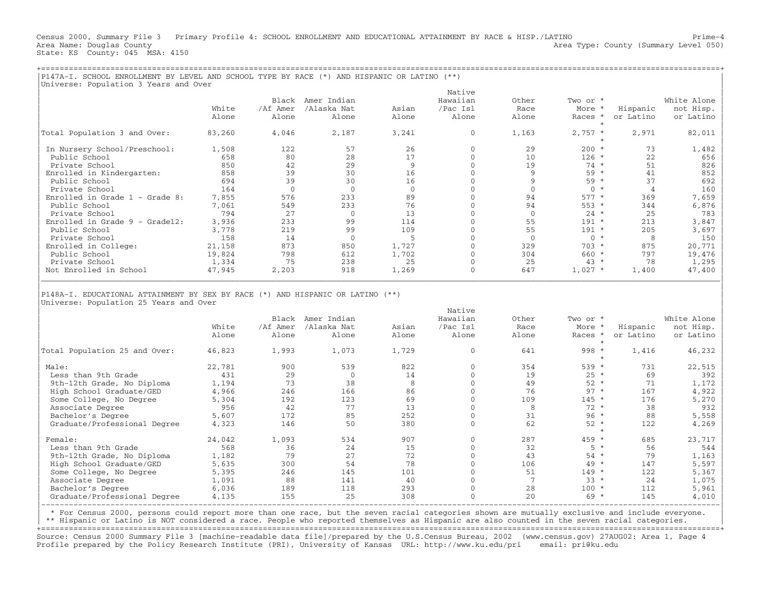Census 2000, Summary File 3 Primary Profile 4: SCHOOL ENROLLMENT AND EDUCATIONAL ATTAINMENT BY RACE & HISP./LATINO Prime-4
Area Name: Douglas County Area Type: County (Summary Level 050)
State: KS County: 045 MSA: 4150

## P147A-I. SCHOOL ENROLLMENT BY LEVEL AND SCHOOL TYPE BY RACE (*) AND HISPANIC OR LATINO (**)

Universe: Population 3 Years and Over

| | White Alone | Black /Af Amer Alone | Amer Indian /Alaska Nat Alone | Asian Alone | Native Hawaiian /Pac Isl Alone | Other Race Alone | Two or More Races * | Hispanic or Latino | White Alone not Hisp. or Latino |
|---|---|---|---|---|---|---|---|---|---|
| Total Population 3 and Over: | 83,260 | 4,046 | 2,187 | 3,241 | 0 | 1,163 | 2,757 * | 2,971 | 82,011 |
| In Nursery School/Preschool: | 1,508 | 122 | 57 | 26 | 0 | 29 | 200 * | 73 | 1,482 |
| Public School | 658 | 80 | 28 | 17 | 0 | 10 | 126 * | 22 | 656 |
| Private School | 850 | 42 | 29 | 9 | 0 | 19 | 74 * | 51 | 826 |
| Enrolled in Kindergarten: | 858 | 39 | 30 | 16 | 0 | 9 | 59 * | 41 | 852 |
| Public School | 694 | 39 | 30 | 16 | 0 | 9 | 59 * | 37 | 692 |
| Private School | 164 | 0 | 0 | 0 | 0 | 0 | 0 * | 4 | 160 |
| Enrolled in Grade 1 - Grade 8: | 7,855 | 576 | 233 | 89 | 0 | 94 | 577 * | 369 | 7,659 |
| Public School | 7,061 | 549 | 233 | 76 | 0 | 94 | 553 * | 344 | 6,876 |
| Private School | 794 | 27 | 0 | 13 | 0 | 0 | 24 * | 25 | 783 |
| Enrolled in Grade 9 - Grade12: | 3,936 | 233 | 99 | 114 | 0 | 55 | 191 * | 213 | 3,847 |
| Public School | 3,778 | 219 | 99 | 109 | 0 | 55 | 191 * | 205 | 3,697 |
| Private School | 158 | 14 | 0 | 5 | 0 | 0 | 0 * | 8 | 150 |
| Enrolled in College: | 21,158 | 873 | 850 | 1,727 | 0 | 329 | 703 * | 875 | 20,771 |
| Public School | 19,824 | 798 | 612 | 1,702 | 0 | 304 | 660 * | 797 | 19,476 |
| Private School | 1,334 | 75 | 238 | 25 | 0 | 25 | 43 * | 78 | 1,295 |
| Not Enrolled in School | 47,945 | 2,203 | 918 | 1,269 | 0 | 647 | 1,027 * | 1,400 | 47,400 |

## P148A-I. EDUCATIONAL ATTAINMENT BY SEX BY RACE (*) AND HISPANIC OR LATINO (**)

Universe: Population 25 Years and Over

| | White Alone | Black /Af Amer Alone | Amer Indian /Alaska Nat Alone | Asian Alone | Native Hawaiian /Pac Isl Alone | Other Race Alone | Two or More Races * | Hispanic or Latino | White Alone not Hisp. or Latino |
|---|---|---|---|---|---|---|---|---|---|
| Total Population 25 and Over: | 46,823 | 1,993 | 1,073 | 1,729 | 0 | 641 | 998 * | 1,416 | 46,232 |
| Male: | 22,781 | 900 | 539 | 822 | 0 | 354 | 539 * | 731 | 22,515 |
| Less than 9th Grade | 431 | 29 | 0 | 14 | 0 | 19 | 25 * | 69 | 392 |
| 9th-12th Grade, No Diploma | 1,194 | 73 | 38 | 8 | 0 | 49 | 52 * | 71 | 1,172 |
| High School Graduate/GED | 4,966 | 246 | 166 | 86 | 0 | 76 | 97 * | 167 | 4,922 |
| Some College, No Degree | 5,304 | 192 | 123 | 69 | 0 | 109 | 145 * | 176 | 5,270 |
| Associate Degree | 956 | 42 | 77 | 13 | 0 | 8 | 72 * | 38 | 932 |
| Bachelor's Degree | 5,607 | 172 | 85 | 252 | 0 | 31 | 96 * | 88 | 5,558 |
| Graduate/Professional Degree | 4,323 | 146 | 50 | 380 | 0 | 62 | 52 * | 122 | 4,269 |
| Female: | 24,042 | 1,093 | 534 | 907 | 0 | 287 | 459 * | 685 | 23,717 |
| Less than 9th Grade | 568 | 36 | 24 | 15 | 0 | 32 | 5 * | 56 | 544 |
| 9th-12th Grade, No Diploma | 1,182 | 79 | 27 | 72 | 0 | 43 | 54 * | 79 | 1,163 |
| High School Graduate/GED | 5,635 | 300 | 54 | 78 | 0 | 106 | 49 * | 147 | 5,597 |
| Some College, No Degree | 5,395 | 246 | 145 | 101 | 0 | 51 | 149 * | 122 | 5,367 |
| Associate Degree | 1,091 | 88 | 141 | 40 | 0 | 7 | 33 * | 24 | 1,075 |
| Bachelor's Degree | 6,036 | 189 | 118 | 293 | 0 | 28 | 100 * | 112 | 5,961 |
| Graduate/Professional Degree | 4,135 | 155 | 25 | 308 | 0 | 20 | 69 * | 145 | 4,010 |

* For Census 2000, persons could report more than one race, but the seven racial categories shown are mutually exclusive and include everyone.
** Hispanic or Latino is NOT considered a race. People who reported themselves as Hispanic are also counted in the seven racial categories.

Source: Census 2000 Summary File 3 [machine-readable data file]/prepared by the U.S.Census Bureau, 2002 (www.census.gov) 27AUG02: Area 1, Page 4
Profile prepared by the Policy Research Institute (PRI), University of Kansas URL: http://www.ku.edu/pri email: pri@ku.edu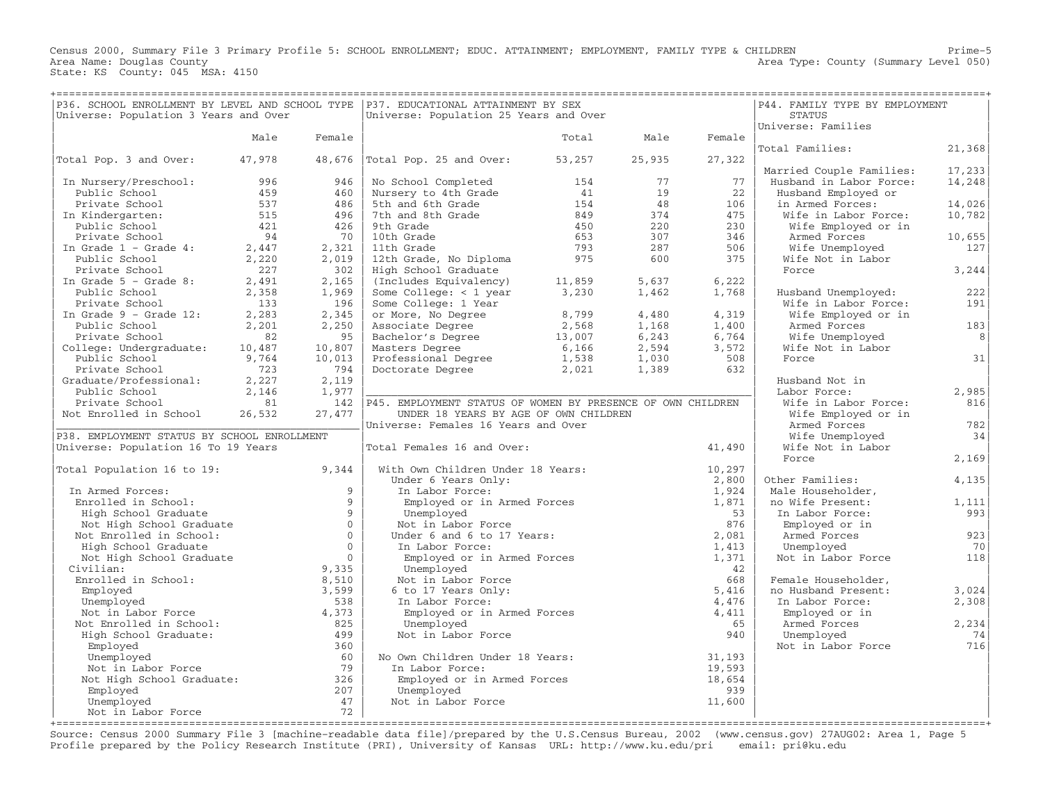Census 2000, Summary File 3 Primary Profile 5: SCHOOL ENROLLMENT; EDUC. ATTAINMENT; EMPLOYMENT, FAMILY TYPE & CHILDREN
Area Name: Douglas County
State: KS County: 045 MSA: 4150

Prime-5
Area Type: County (Summary Level 050)

## P36. SCHOOL ENROLLMENT BY LEVEL AND SCHOOL TYPE

Universe: Population 3 Years and Over

| | Male | Female |
|---|---|---|
| Total Pop. 3 and Over: | 47,978 | 48,676 |
| In Nursery/Preschool: | 996 | 946 |
| Public School | 459 | 460 |
| Private School | 537 | 486 |
| In Kindergarten: | 515 | 496 |
| Public School | 421 | 426 |
| Private School | 94 | 70 |
| In Grade 1 - Grade 4: | 2,447 | 2,321 |
| Public School | 2,220 | 2,019 |
| Private School | 227 | 302 |
| In Grade 5 - Grade 8: | 2,491 | 2,165 |
| Public School | 2,358 | 1,969 |
| Private School | 133 | 196 |
| In Grade 9 - Grade 12: | 2,283 | 2,345 |
| Public School | 2,201 | 2,250 |
| Private School | 82 | 95 |
| College: Undergraduate: | 10,487 | 10,807 |
| Public School | 9,764 | 10,013 |
| Private School | 723 | 794 |
| Graduate/Professional: | 2,227 | 2,119 |
| Public School | 2,146 | 1,977 |
| Private School | 81 | 142 |
| Not Enrolled in School | 26,532 | 27,477 |

## P38. EMPLOYMENT STATUS BY SCHOOL ENROLLMENT

Universe: Population 16 To 19 Years

| | |
|---|---|
| Total Population 16 to 19: | 9,344 |
| In Armed Forces: | 9 |
| Enrolled in School: | 9 |
| High School Graduate | 9 |
| Not High School Graduate | 0 |
| Not Enrolled in School: | 0 |
| High School Graduate | 0 |
| Not High School Graduate | 0 |
| Civilian: | 9,335 |
| Enrolled in School: | 8,510 |
| Employed | 3,599 |
| Unemployed | 538 |
| Not in Labor Force | 4,373 |
| Not Enrolled in School: | 825 |
| High School Graduate: | 499 |
| Employed | 360 |
| Unemployed | 60 |
| Not in Labor Force | 79 |
| Not High School Graduate: | 326 |
| Employed | 207 |
| Unemployed | 47 |
| Not in Labor Force | 72 |

## P37. EDUCATIONAL ATTAINMENT BY SEX

Universe: Population 25 Years and Over

| | Total | Male | Female |
|---|---|---|---|
| Total Pop. 25 and Over: | 53,257 | 25,935 | 27,322 |
| No School Completed | 154 | 77 | 77 |
| Nursery to 4th Grade | 41 | 19 | 22 |
| 5th and 6th Grade | 154 | 48 | 106 |
| 7th and 8th Grade | 849 | 374 | 475 |
| 9th Grade | 450 | 220 | 230 |
| 10th Grade | 653 | 307 | 346 |
| 11th Grade | 793 | 287 | 506 |
| 12th Grade, No Diploma | 975 | 600 | 375 |
| High School Graduate (Includes Equivalency) | 11,859 | 5,637 | 6,222 |
| Some College: < 1 year | 3,230 | 1,462 | 1,768 |
| Some College: 1 Year or More, No Degree | 8,799 | 4,480 | 4,319 |
| Associate Degree | 2,568 | 1,168 | 1,400 |
| Bachelor's Degree | 13,007 | 6,243 | 6,764 |
| Masters Degree | 6,166 | 2,594 | 3,572 |
| Professional Degree | 1,538 | 1,030 | 508 |
| Doctorate Degree | 2,021 | 1,389 | 632 |

## P45. EMPLOYMENT STATUS OF WOMEN BY PRESENCE OF OWN CHILDREN UNDER 18 YEARS BY AGE OF OWN CHILDREN

Universe: Females 16 Years and Over

| | |
|---|---|
| Total Females 16 and Over: | 41,490 |
| With Own Children Under 18 Years: | 10,297 |
| Under 6 Years Only: | 2,800 |
| In Labor Force: | 1,924 |
| Employed or in Armed Forces | 1,871 |
| Unemployed | 53 |
| Not in Labor Force | 876 |
| Under 6 and 6 to 17 Years: | 2,081 |
| In Labor Force: | 1,413 |
| Employed or in Armed Forces | 1,371 |
| Unemployed | 42 |
| Not in Labor Force | 668 |
| 6 to 17 Years Only: | 5,416 |
| In Labor Force: | 4,476 |
| Employed or in Armed Forces | 4,411 |
| Unemployed | 65 |
| Not in Labor Force | 940 |
| No Own Children Under 18 Years: | 31,193 |
| In Labor Force: | 19,593 |
| Employed or in Armed Forces | 18,654 |
| Unemployed | 939 |
| Not in Labor Force | 11,600 |

## P44. FAMILY TYPE BY EMPLOYMENT STATUS

Universe: Families

| | |
|---|---|
| Total Families: | 21,368 |
| Married Couple Families: | 17,233 |
| Husband in Labor Force: | 14,248 |
| Husband Employed or in Armed Forces: | 14,026 |
| Wife in Labor Force: | 10,782 |
| Wife Employed or in Armed Forces | 10,655 |
| Wife Unemployed | 127 |
| Wife Not in Labor Force | 3,244 |
| Husband Unemployed: | 222 |
| Wife in Labor Force: | 191 |
| Wife Employed or in Armed Forces | 183 |
| Wife Unemployed | 8 |
| Wife Not in Labor Force | 31 |
| Husband Not in Labor Force: | 2,985 |
| Wife in Labor Force: | 816 |
| Wife Employed or in Armed Forces | 782 |
| Wife Unemployed | 34 |
| Wife Not in Labor Force | 2,169 |
| Other Families: | 4,135 |
| Male Householder, no Wife Present: | 1,111 |
| In Labor Force: | 993 |
| Employed or in Armed Forces | 923 |
| Unemployed | 70 |
| Not in Labor Force | 118 |
| Female Householder, no Husband Present: | 3,024 |
| In Labor Force: | 2,308 |
| Employed or in Armed Forces | 2,234 |
| Unemployed | 74 |
| Not in Labor Force | 716 |

Source: Census 2000 Summary File 3 [machine-readable data file]/prepared by the U.S.Census Bureau, 2002 (www.census.gov) 27AUG02: Area 1, Page 5
Profile prepared by the Policy Research Institute (PRI), University of Kansas URL: http://www.ku.edu/pri email: pri@ku.edu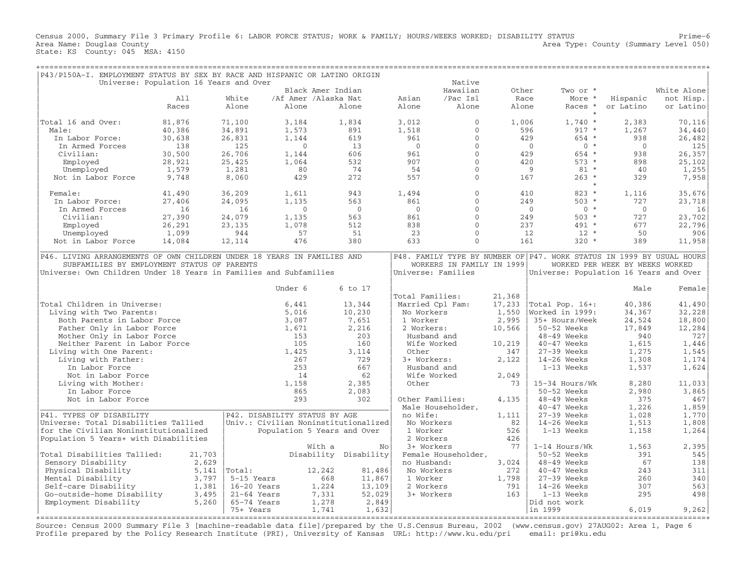Census 2000, Summary File 3 Primary Profile 6: LABOR FORCE STATUS; WORK & FAMILY; HOURS/WEEKS WORKED; DISABILITY STATUS Prime-6
Area Name: Douglas County Area Type: County (Summary Level 050)
State: KS County: 045 MSA: 4150

## P43/P150A-I. EMPLOYMENT STATUS BY SEX BY RACE AND HISPANIC OR LATINO ORIGIN

Universe: Population 16 Years and Over

| | All Races | White Alone | Black /Af Amer Alone | Amer Indian /Alaska Nat Alone | Asian Alone | Native Hawaiian /Pac Isl Alone | Other Race Alone | Two or More Races * | Hispanic or Latino | White Alone not Hisp. or Latino |
|---|---|---|---|---|---|---|---|---|---|---|
| Total 16 and Over: | 81,876 | 71,100 | 3,184 | 1,834 | 3,012 | 0 | 1,006 | 1,740 * | 2,383 | 70,116 |
| Male: | 40,386 | 34,891 | 1,573 | 891 | 1,518 | 0 | 596 | 917 * | 1,267 | 34,440 |
| In Labor Force: | 30,638 | 26,831 | 1,144 | 619 | 961 | 0 | 429 | 654 * | 938 | 26,482 |
| In Armed Forces | 138 | 125 | 0 | 13 | 0 | 0 | 0 | 0 * | 0 | 125 |
| Civilian: | 30,500 | 26,706 | 1,144 | 606 | 961 | 0 | 429 | 654 * | 938 | 26,357 |
| Employed | 28,921 | 25,425 | 1,064 | 532 | 907 | 0 | 420 | 573 * | 898 | 25,102 |
| Unemployed | 1,579 | 1,281 | 80 | 74 | 54 | 0 | 9 | 81 * | 40 | 1,255 |
| Not in Labor Force | 9,748 | 8,060 | 429 | 272 | 557 | 0 | 167 | 263 * | 329 | 7,958 |
| Female: | 41,490 | 36,209 | 1,611 | 943 | 1,494 | 0 | 410 | 823 * | 1,116 | 35,676 |
| In Labor Force: | 27,406 | 24,095 | 1,135 | 563 | 861 | 0 | 249 | 503 * | 727 | 23,718 |
| In Armed Forces | 16 | 16 | 0 | 0 | 0 | 0 | 0 | 0 * | 0 | 16 |
| Civilian: | 27,390 | 24,079 | 1,135 | 563 | 861 | 0 | 249 | 503 * | 727 | 23,702 |
| Employed | 26,291 | 23,135 | 1,078 | 512 | 838 | 0 | 237 | 491 * | 677 | 22,796 |
| Unemployed | 1,099 | 944 | 57 | 51 | 23 | 0 | 12 | 12 * | 50 | 906 |
| Not in Labor Force | 14,084 | 12,114 | 476 | 380 | 633 | 0 | 161 | 320 * | 389 | 11,958 |

## P46. LIVING ARRANGEMENTS OF OWN CHILDREN UNDER 18 YEARS IN FAMILIES AND SUBFAMILIES BY EMPLOYMENT STATUS OF PARENTS

Universe: Own Children Under 18 Years in Families and Subfamilies

| | Under 6 | 6 to 17 |
|---|---|---|
| Total Children in Universe: | 6,441 | 13,344 |
| Living with Two Parents: | 5,016 | 10,230 |
| Both Parents in Labor Force | 3,087 | 7,651 |
| Father Only in Labor Force | 1,671 | 2,216 |
| Mother Only in Labor Force | 153 | 203 |
| Neither Parent in Labor Force | 105 | 160 |
| Living with One Parent: | 1,425 | 3,114 |
| Living with Father: | 267 | 729 |
| In Labor Force | 253 | 667 |
| Not in Labor Force | 14 | 62 |
| Living with Mother: | 1,158 | 2,385 |
| In Labor Force | 865 | 2,083 |
| Not in Labor Force | 293 | 302 |

## P48. FAMILY TYPE BY NUMBER OF WORKERS IN FAMILY IN 1999

Universe: Families

| | |
|---|---|
| Total Families: | 21,368 |
| Married Cpl Fam: | 17,233 |
| No Workers | 1,550 |
| 1 Worker | 2,995 |
| 2 Workers: | 10,566 |
| Husband and Wife Worked | 10,219 |
| Other | 347 |
| 3+ Workers: | 2,122 |
| Husband and Wife Worked | 2,049 |
| Other | 73 |
| Other Families: | 4,135 |
| Male Householder, no Wife: | 1,111 |
| No Workers | 82 |
| 1 Worker | 526 |
| 2 Workers | 426 |
| 3+ Workers | 77 |
| Female Householder, no Husband: | 3,024 |
| No Workers | 272 |
| 1 Worker | 1,798 |
| 2 Workers | 791 |
| 3+ Workers | 163 |

## P47. WORK STATUS IN 1999 BY USUAL HOURS WORKED PER WEEK BY WEEKS WORKED

Universe: Population 16 Years and Over

| | Male | Female |
|---|---|---|
| Total Pop. 16+: | 40,386 | 41,490 |
| Worked in 1999: | 34,367 | 32,228 |
| 35+ Hours/Week | 24,524 | 18,800 |
| 50-52 Weeks | 17,849 | 12,284 |
| 48-49 Weeks | 940 | 727 |
| 40-47 Weeks | 1,615 | 1,446 |
| 27-39 Weeks | 1,275 | 1,545 |
| 14-26 Weeks | 1,308 | 1,174 |
| 1-13 Weeks | 1,537 | 1,624 |
| 15-34 Hours/Wk | 8,280 | 11,033 |
| 50-52 Weeks | 2,980 | 3,865 |
| 48-49 Weeks | 375 | 467 |
| 40-47 Weeks | 1,226 | 1,859 |
| 27-39 Weeks | 1,028 | 1,770 |
| 14-26 Weeks | 1,513 | 1,808 |
| 1-13 Weeks | 1,158 | 1,264 |
| 1-14 Hours/Wk | 1,563 | 2,395 |
| 50-52 Weeks | 391 | 545 |
| 48-49 Weeks | 67 | 138 |
| 40-47 Weeks | 243 | 311 |
| 27-39 Weeks | 260 | 340 |
| 14-26 Weeks | 307 | 563 |
| 1-13 Weeks | 295 | 498 |
| Did not work in 1999 | 6,019 | 9,262 |

## P41. TYPES OF DISABILITY

Universe: Total Disabilities Tallied for the Civilian Noninstitutionalized Population 5 Years+ with Disabilities

| | |
|---|---|
| Total Disabilities Tallied: | 21,703 |
| Sensory Disability | 2,629 |
| Physical Disability | 5,141 |
| Mental Disability | 3,797 |
| Self-care Disability | 1,381 |
| Go-outside-home Disability | 3,495 |
| Employment Disability | 5,260 |

## P42. DISABILITY STATUS BY AGE

Univ.: Civilian Noninstitutionalized Population 5 Years and Over

| | With a Disability | No Disability |
|---|---|---|
| Total: | 12,242 | 81,486 |
| 5-15 Years | 668 | 11,867 |
| 16-20 Years | 1,224 | 13,109 |
| 21-64 Years | 7,331 | 52,029 |
| 65-74 Years | 1,278 | 2,849 |
| 75+ Years | 1,741 | 1,632 |

Source: Census 2000 Summary File 3 [machine-readable data file]/prepared by the U.S.Census Bureau, 2002 (www.census.gov) 27AUG02: Area 1, Page 6
Profile prepared by the Policy Research Institute (PRI), University of Kansas URL: http://www.ku.edu/pri email: pri@ku.edu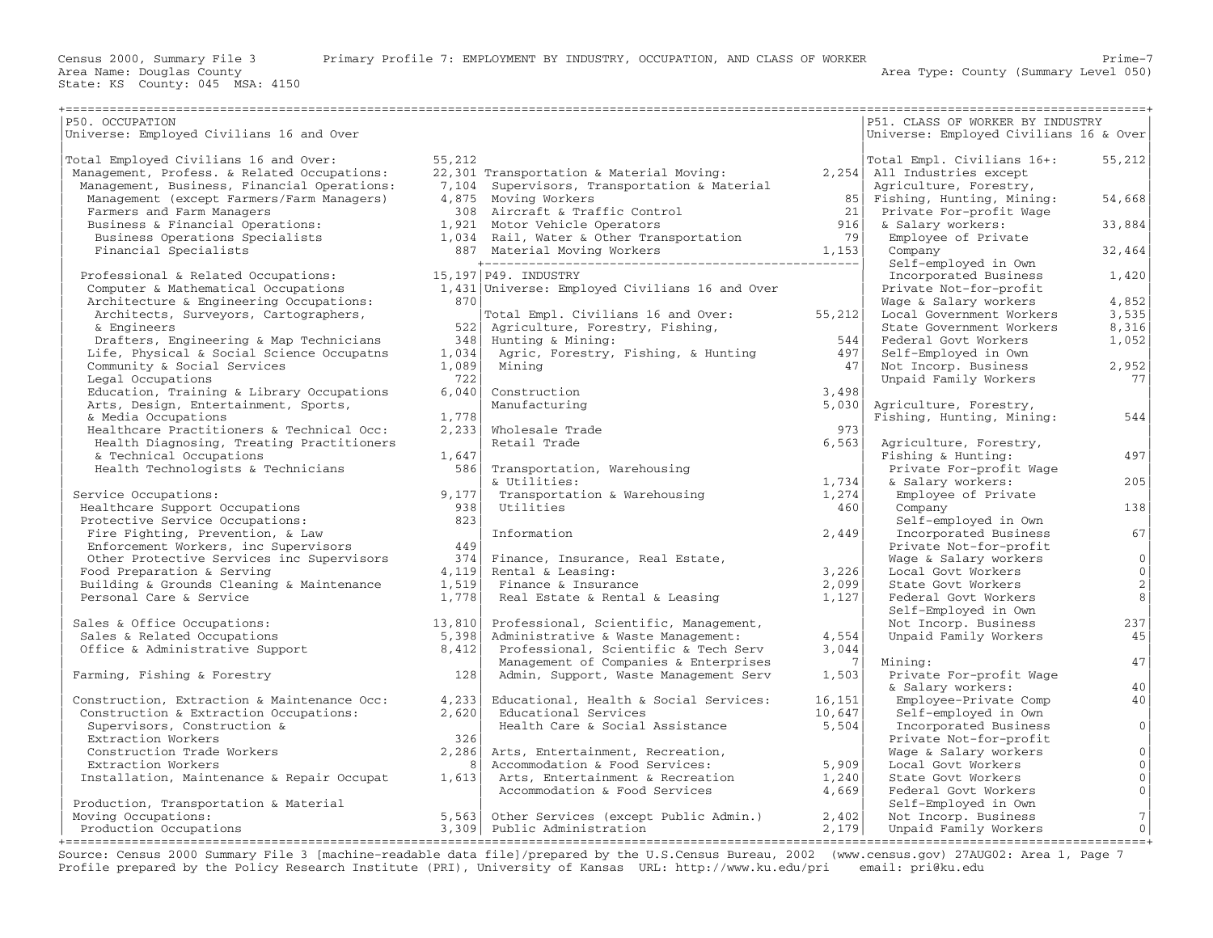Census 2000, Summary File 3 — Primary Profile 7: EMPLOYMENT BY INDUSTRY, OCCUPATION, AND CLASS OF WORKER

Area Name: Douglas County
State: KS County: 045 MSA: 4150

Area Type: County (Summary Level 050)

## P50. OCCUPATION

Universe: Employed Civilians 16 and Over

| Occupation | Number |
|---|---|
| Total Employed Civilians 16 and Over: | 55,212 |
| Management, Profess. & Related Occupations: | 22,301 |
| Management, Business, Financial Operations: | 7,104 |
| Management (except Farmers/Farm Managers) | 4,875 |
| Farmers and Farm Managers | 308 |
| Business & Financial Operations: | 1,921 |
| Business Operations Specialists | 1,034 |
| Financial Specialists | 887 |
| Professional & Related Occupations: | 15,197 |
| Computer & Mathematical Occupations | 1,431 |
| Architecture & Engineering Occupations: | 870 |
| Architects, Surveyors, Cartographers, & Engineers | 522 |
| Drafters, Engineering & Map Technicians | 348 |
| Life, Physical & Social Science Occupatns | 1,034 |
| Community & Social Services | 1,089 |
| Legal Occupations | 722 |
| Education, Training & Library Occupations | 6,040 |
| Arts, Design, Entertainment, Sports, & Media Occupations | 1,778 |
| Healthcare Practitioners & Technical Occ: | 2,233 |
| Health Diagnosing, Treating Practitioners & Technical Occupations | 1,647 |
| Health Technologists & Technicians | 586 |
| Service Occupations: | 9,177 |
| Healthcare Support Occupations | 938 |
| Protective Service Occupations: | 823 |
| Fire Fighting, Prevention, & Law Enforcement Workers, inc Supervisors | 449 |
| Other Protective Services inc Supervisors | 374 |
| Food Preparation & Serving | 4,119 |
| Building & Grounds Cleaning & Maintenance | 1,519 |
| Personal Care & Service | 1,778 |
| Sales & Office Occupations: | 13,810 |
| Sales & Related Occupations | 5,398 |
| Office & Administrative Support | 8,412 |
| Farming, Fishing & Forestry | 128 |
| Construction, Extraction & Maintenance Occ: | 4,233 |
| Construction & Extraction Occupations: | 2,620 |
| Supervisors, Construction & Extraction Workers | 326 |
| Construction Trade Workers | 2,286 |
| Extraction Workers | 8 |
| Installation, Maintenance & Repair Occupat | 1,613 |
| Production, Transportation & Material Moving Occupations: | 5,563 |
| Production Occupations | 3,309 |
| Transportation & Material Moving: | 2,254 |
| Supervisors, Transportation & Material Moving Workers | 85 |
| Aircraft & Traffic Control | 21 |
| Motor Vehicle Operators | 916 |
| Rail, Water & Other Transportation | 79 |
| Material Moving Workers | 1,153 |

## P49. INDUSTRY

Universe: Employed Civilians 16 and Over

| Industry | Number |
|---|---|
| Total Empl. Civilians 16 and Over: | 55,212 |
| Agriculture, Forestry, Fishing, Hunting & Mining: | 544 |
| Agric, Forestry, Fishing, & Hunting | 497 |
| Mining | 47 |
| Construction | 3,498 |
| Manufacturing | 5,030 |
| Wholesale Trade | 973 |
| Retail Trade | 6,563 |
| Transportation, Warehousing & Utilities: | 1,734 |
| Transportation & Warehousing | 1,274 |
| Utilities | 460 |
| Information | 2,449 |
| Finance, Insurance, Real Estate, Rental & Leasing: | 3,226 |
| Finance & Insurance | 2,099 |
| Real Estate & Rental & Leasing | 1,127 |
| Professional, Scientific, Management, Administrative & Waste Management: | 4,554 |
| Professional, Scientific & Tech Serv | 3,044 |
| Management of Companies & Enterprises | 7 |
| Admin, Support, Waste Management Serv | 1,503 |
| Educational, Health & Social Services: | 16,151 |
| Educational Services | 10,647 |
| Health Care & Social Assistance | 5,504 |
| Arts, Entertainment, Recreation, Accommodation & Food Services: | 5,909 |
| Arts, Entertainment & Recreation | 1,240 |
| Accommodation & Food Services | 4,669 |
| Other Services (except Public Admin.) | 2,402 |
| Public Administration | 2,179 |

## P51. CLASS OF WORKER BY INDUSTRY

Universe: Employed Civilians 16 & Over

| Class of Worker | Number |
|---|---|
| Total Empl. Civilians 16+: | 55,212 |
| All Industries except Agriculture, Forestry, Fishing, Hunting, Mining: | 54,668 |
| Private For-profit Wage & Salary workers: | 33,884 |
| Employee of Private Company | 32,464 |
| Self-employed in Own Incorporated Business | 1,420 |
| Private Not-for-profit Wage & Salary workers | 4,852 |
| Local Government Workers | 3,535 |
| State Government Workers | 8,316 |
| Federal Govt Workers | 1,052 |
| Self-Employed in Own Not Incorp. Business | 2,952 |
| Unpaid Family Workers | 77 |
| Agriculture, Forestry, Fishing, Hunting, Mining: | 544 |
| Agriculture, Forestry, Fishing & Hunting: | 497 |
| Private For-profit Wage & Salary workers: | 205 |
| Employee of Private Company | 138 |
| Self-employed in Own Incorporated Business | 67 |
| Private Not-for-profit Wage & Salary workers | 0 |
| Local Govt Workers | 0 |
| State Govt Workers | 2 |
| Federal Govt Workers | 8 |
| Self-Employed in Own Not Incorp. Business | 237 |
| Unpaid Family Workers | 45 |
| Mining: | 47 |
| Private For-profit Wage & Salary workers: | 40 |
| Employee-Private Comp | 40 |
| Self-employed in Own Incorporated Business | 0 |
| Private Not-for-profit Wage & Salary workers | 0 |
| Local Govt Workers | 0 |
| State Govt Workers | 0 |
| Federal Govt Workers | 0 |
| Self-Employed in Own Not Incorp. Business | 7 |
| Unpaid Family Workers | 0 |

Source: Census 2000 Summary File 3 [machine-readable data file]/prepared by the U.S.Census Bureau, 2002 (www.census.gov) 27AUG02: Area 1, Page 7
Profile prepared by the Policy Research Institute (PRI), University of Kansas URL: http://www.ku.edu/pri email: pri@ku.edu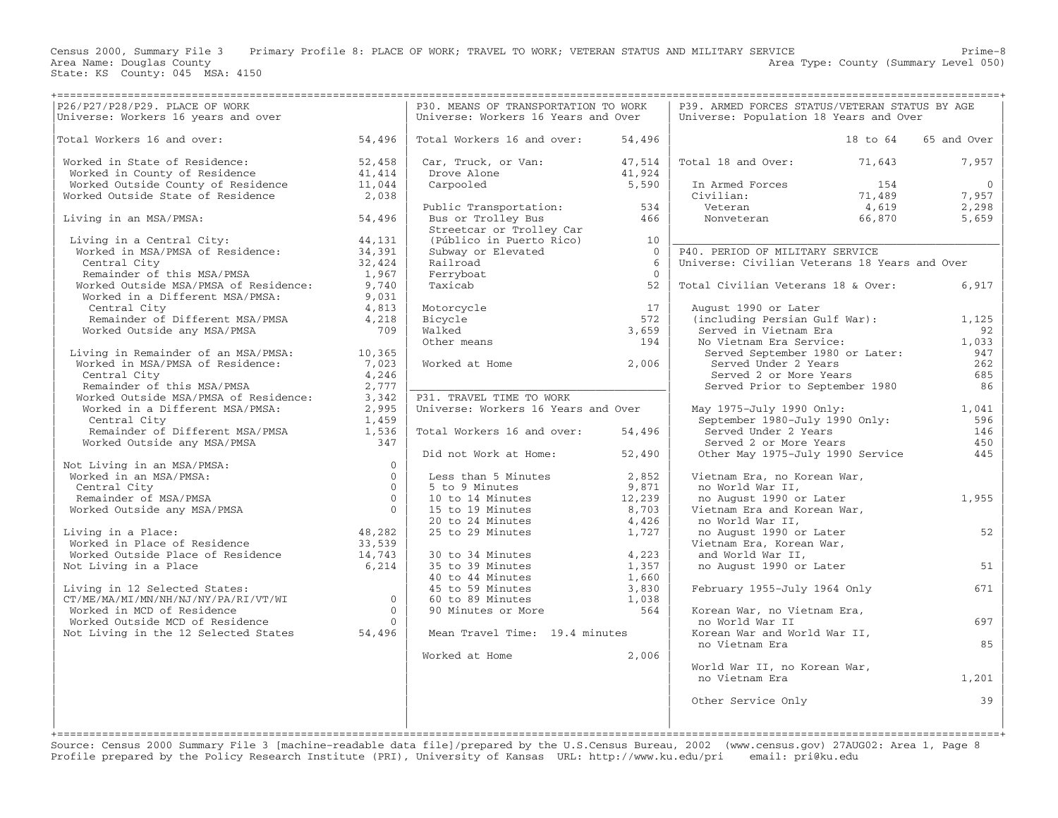Census 2000, Summary File 3 Primary Profile 8: PLACE OF WORK; TRAVEL TO WORK; VETERAN STATUS AND MILITARY SERVICE
Area Name: Douglas County
State: KS County: 045 MSA: 4150
Area Type: County (Summary Level 050)

## P26/P27/P28/P29. PLACE OF WORK

Universe: Workers 16 years and over

| | |
|---|---|
| Total Workers 16 and over: | 54,496 |
| Worked in State of Residence: | 52,458 |
| Worked in County of Residence | 41,414 |
| Worked Outside County of Residence | 11,044 |
| Worked Outside State of Residence | 2,038 |
| Living in an MSA/PMSA: | 54,496 |
| Living in a Central City: | 44,131 |
| Worked in MSA/PMSA of Residence: | 34,391 |
| Central City | 32,424 |
| Remainder of this MSA/PMSA | 1,967 |
| Worked Outside MSA/PMSA of Residence: | 9,740 |
| Worked in a Different MSA/PMSA: | 9,031 |
| Central City | 4,813 |
| Remainder of Different MSA/PMSA | 4,218 |
| Worked Outside any MSA/PMSA | 709 |
| Living in Remainder of an MSA/PMSA: | 10,365 |
| Worked in MSA/PMSA of Residence: | 7,023 |
| Central City | 4,246 |
| Remainder of this MSA/PMSA | 2,777 |
| Worked Outside MSA/PMSA of Residence: | 3,342 |
| Worked in a Different MSA/PMSA: | 2,995 |
| Central City | 1,459 |
| Remainder of Different MSA/PMSA | 1,536 |
| Worked Outside any MSA/PMSA | 347 |
| Not Living in an MSA/PMSA: | 0 |
| Worked in an MSA/PMSA: | 0 |
| Central City | 0 |
| Remainder of MSA/PMSA | 0 |
| Worked Outside any MSA/PMSA | 0 |
| Living in a Place: | 48,282 |
| Worked in Place of Residence | 33,539 |
| Worked Outside Place of Residence | 14,743 |
| Not Living in a Place | 6,214 |
| Living in 12 Selected States: CT/ME/MA/MI/MN/NH/NJ/NY/PA/RI/VT/WI | 0 |
| Worked in MCD of Residence | 0 |
| Worked Outside MCD of Residence | 0 |
| Not Living in the 12 Selected States | 54,496 |

## P30. MEANS OF TRANSPORTATION TO WORK

Universe: Workers 16 Years and Over

| | |
|---|---|
| Total Workers 16 and over: | 54,496 |
| Car, Truck, or Van: | 47,514 |
| Drove Alone | 41,924 |
| Carpooled | 5,590 |
| Public Transportation: | 534 |
| Bus or Trolley Bus | 466 |
| Streetcar or Trolley Car (Público in Puerto Rico) | 10 |
| Subway or Elevated | 0 |
| Railroad | 6 |
| Ferryboat | 0 |
| Taxicab | 52 |
| Motorcycle | 17 |
| Bicycle | 572 |
| Walked | 3,659 |
| Other means | 194 |
| Worked at Home | 2,006 |

## P31. TRAVEL TIME TO WORK

Universe: Workers 16 Years and Over

| | |
|---|---|
| Total Workers 16 and over: | 54,496 |
| Did not Work at Home: | 52,490 |
| Less than 5 Minutes | 2,852 |
| 5 to 9 Minutes | 9,871 |
| 10 to 14 Minutes | 12,239 |
| 15 to 19 Minutes | 8,703 |
| 20 to 24 Minutes | 4,426 |
| 25 to 29 Minutes | 1,727 |
| 30 to 34 Minutes | 4,223 |
| 35 to 39 Minutes | 1,357 |
| 40 to 44 Minutes | 1,660 |
| 45 to 59 Minutes | 3,830 |
| 60 to 89 Minutes | 1,038 |
| 90 Minutes or More | 564 |
| Mean Travel Time: 19.4 minutes | |
| Worked at Home | 2,006 |

## P39. ARMED FORCES STATUS/VETERAN STATUS BY AGE

Universe: Population 18 Years and Over

| | 18 to 64 | 65 and Over |
|---|---|---|
| Total 18 and Over: | 71,643 | 7,957 |
| In Armed Forces | 154 | 0 |
| Civilian: | 71,489 | 7,957 |
| Veteran | 4,619 | 2,298 |
| Nonveteran | 66,870 | 5,659 |

## P40. PERIOD OF MILITARY SERVICE

Universe: Civilian Veterans 18 Years and Over

| | |
|---|---|
| Total Civilian Veterans 18 & Over: | 6,917 |
| August 1990 or Later (including Persian Gulf War): | 1,125 |
| Served in Vietnam Era | 92 |
| No Vietnam Era Service: | 1,033 |
| Served September 1980 or Later: | 947 |
| Served Under 2 Years | 262 |
| Served 2 or More Years | 685 |
| Served Prior to September 1980 | 86 |
| May 1975-July 1990 Only: | 1,041 |
| September 1980-July 1990 Only: | 596 |
| Served Under 2 Years | 146 |
| Served 2 or More Years | 450 |
| Other May 1975-July 1990 Service | 445 |
| Vietnam Era, no Korean War, no World War II, no August 1990 or Later | 1,955 |
| Vietnam Era and Korean War, no World War II, no August 1990 or Later | 52 |
| Vietnam Era, Korean War, and World War II, no August 1990 or Later | 51 |
| February 1955-July 1964 Only | 671 |
| Korean War, no Vietnam Era, no World War II | 697 |
| Korean War and World War II, no Vietnam Era | 85 |
| World War II, no Korean War, no Vietnam Era | 1,201 |
| Other Service Only | 39 |

Source: Census 2000 Summary File 3 [machine-readable data file]/prepared by the U.S.Census Bureau, 2002 (www.census.gov) 27AUG02: Area 1, Page 8
Profile prepared by the Policy Research Institute (PRI), University of Kansas URL: http://www.ku.edu/pri email: pri@ku.edu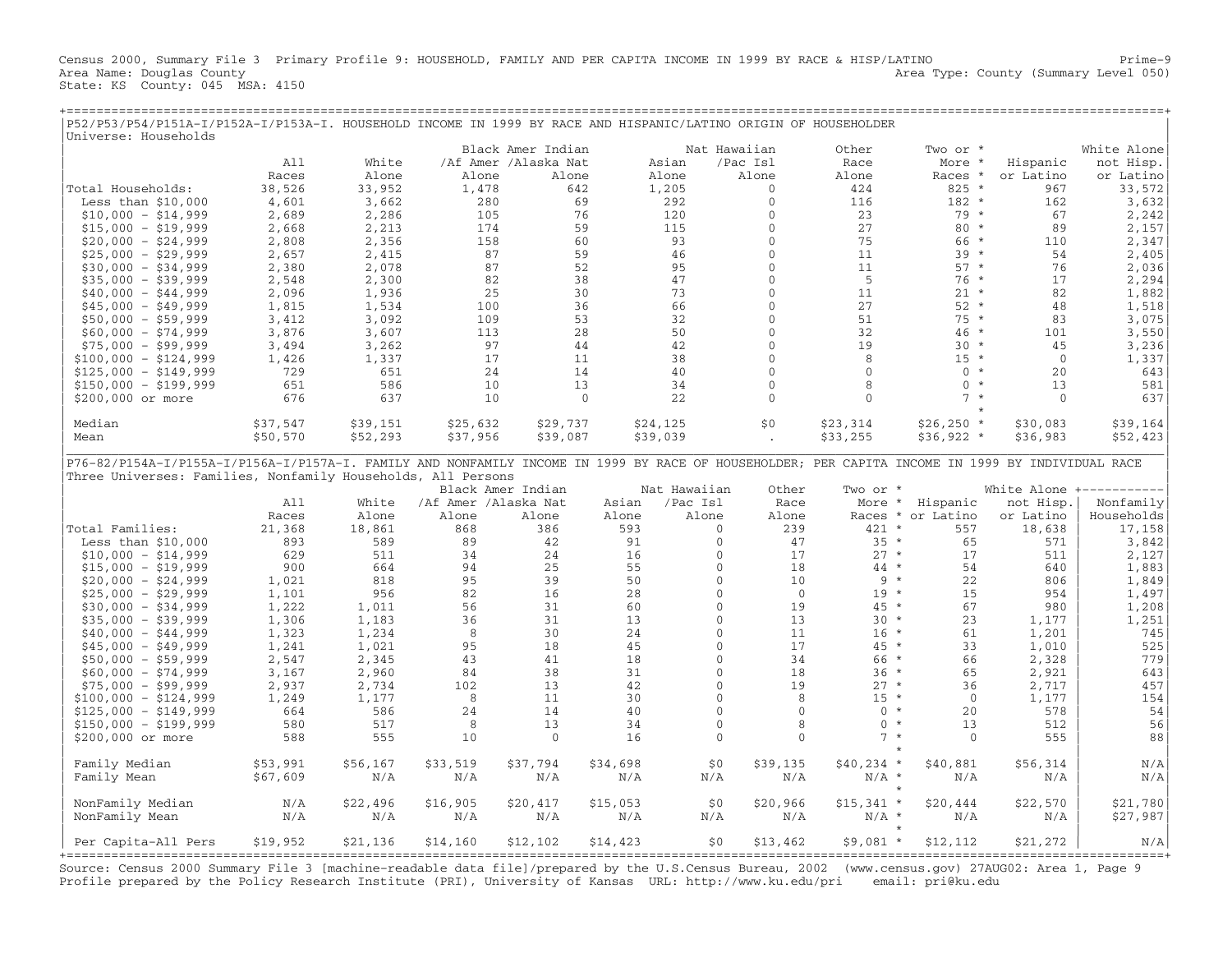Census 2000, Summary File 3 Primary Profile 9: HOUSEHOLD, FAMILY AND PER CAPITA INCOME IN 1999 BY RACE & HISP/LATINO Prime-9
Area Name: Douglas County Area Type: County (Summary Level 050)
State: KS County: 045 MSA: 4150

## P52/P53/P54/P151A-I/P152A-I/P153A-I. HOUSEHOLD INCOME IN 1999 BY RACE AND HISPANIC/LATINO ORIGIN OF HOUSEHOLDER

Universe: Households

| | All Races | White Alone | Black /Af Amer Alone | Amer Indian /Alaska Nat Alone | Asian Alone | Nat Hawaiian /Pac Isl Alone | Other Race Alone | Two or More Races * | Hispanic or Latino | White Alone not Hisp. or Latino |
|---|---|---|---|---|---|---|---|---|---|---|
| Total Households: | 38,526 | 33,952 | 1,478 | 642 | 1,205 | 0 | 424 | 825 * | 967 | 33,572 |
| Less than $10,000 | 4,601 | 3,662 | 280 | 69 | 292 | 0 | 116 | 182 * | 162 | 3,632 |
| $10,000 - $14,999 | 2,689 | 2,286 | 105 | 76 | 120 | 0 | 23 | 79 * | 67 | 2,242 |
| $15,000 - $19,999 | 2,668 | 2,213 | 174 | 59 | 115 | 0 | 27 | 80 * | 89 | 2,157 |
| $20,000 - $24,999 | 2,808 | 2,356 | 158 | 60 | 93 | 0 | 75 | 66 * | 110 | 2,347 |
| $25,000 - $29,999 | 2,657 | 2,415 | 87 | 59 | 46 | 0 | 11 | 39 * | 54 | 2,405 |
| $30,000 - $34,999 | 2,380 | 2,078 | 87 | 52 | 95 | 0 | 11 | 57 * | 76 | 2,036 |
| $35,000 - $39,999 | 2,548 | 2,300 | 82 | 38 | 47 | 0 | 5 | 76 * | 17 | 2,294 |
| $40,000 - $44,999 | 2,096 | 1,936 | 25 | 30 | 73 | 0 | 11 | 21 * | 82 | 1,882 |
| $45,000 - $49,999 | 1,815 | 1,534 | 100 | 36 | 66 | 0 | 27 | 52 * | 48 | 1,518 |
| $50,000 - $59,999 | 3,412 | 3,092 | 109 | 53 | 32 | 0 | 51 | 75 * | 83 | 3,075 |
| $60,000 - $74,999 | 3,876 | 3,607 | 113 | 28 | 50 | 0 | 32 | 46 * | 101 | 3,550 |
| $75,000 - $99,999 | 3,494 | 3,262 | 97 | 44 | 42 | 0 | 19 | 30 * | 45 | 3,236 |
| $100,000 - $124,999 | 1,426 | 1,337 | 17 | 11 | 38 | 0 | 8 | 15 * | 0 | 1,337 |
| $125,000 - $149,999 | 729 | 651 | 24 | 14 | 40 | 0 | 0 | 0 * | 20 | 643 |
| $150,000 - $199,999 | 651 | 586 | 10 | 13 | 34 | 0 | 8 | 0 * | 13 | 581 |
| $200,000 or more | 676 | 637 | 10 | 0 | 22 | 0 | 0 | 7 * | 0 | 637 |
| Median | $37,547 | $39,151 | $25,632 | $29,737 | $24,125 | $0 | $23,314 | $26,250 * | $30,083 | $39,164 |
| Mean | $50,570 | $52,293 | $37,956 | $39,087 | $39,039 | . | $33,255 | $36,922 * | $36,983 | $52,423 |

## P76-82/P154A-I/P155A-I/P156A-I/P157A-I. FAMILY AND NONFAMILY INCOME IN 1999 BY RACE OF HOUSEHOLDER; PER CAPITA INCOME IN 1999 BY INDIVIDUAL RACE

Three Universes: Families, Nonfamily Households, All Persons

| | All Races | White Alone | Black /Af Amer Alone | Amer Indian /Alaska Nat Alone | Asian Alone | Nat Hawaiian /Pac Isl Alone | Other Race Alone | Two or More Races * | Hispanic or Latino | White Alone not Hisp. or Latino | Nonfamily Households |
|---|---|---|---|---|---|---|---|---|---|---|---|
| Total Families: | 21,368 | 18,861 | 868 | 386 | 593 | 0 | 239 | 421 * | 557 | 18,638 | 17,158 |
| Less than $10,000 | 893 | 589 | 89 | 42 | 91 | 0 | 47 | 35 * | 65 | 571 | 3,842 |
| $10,000 - $14,999 | 629 | 511 | 34 | 24 | 16 | 0 | 17 | 27 * | 17 | 511 | 2,127 |
| $15,000 - $19,999 | 900 | 664 | 94 | 25 | 55 | 0 | 18 | 44 * | 54 | 640 | 1,883 |
| $20,000 - $24,999 | 1,021 | 818 | 95 | 39 | 50 | 0 | 10 | 9 * | 22 | 806 | 1,849 |
| $25,000 - $29,999 | 1,101 | 956 | 82 | 16 | 28 | 0 | 0 | 19 * | 15 | 954 | 1,497 |
| $30,000 - $34,999 | 1,222 | 1,011 | 56 | 31 | 60 | 0 | 19 | 45 * | 67 | 980 | 1,208 |
| $35,000 - $39,999 | 1,306 | 1,183 | 36 | 31 | 13 | 0 | 13 | 30 * | 23 | 1,177 | 1,251 |
| $40,000 - $44,999 | 1,323 | 1,234 | 8 | 30 | 24 | 0 | 11 | 16 * | 61 | 1,201 | 745 |
| $45,000 - $49,999 | 1,241 | 1,021 | 95 | 18 | 45 | 0 | 17 | 45 * | 33 | 1,010 | 525 |
| $50,000 - $59,999 | 2,547 | 2,345 | 43 | 41 | 18 | 0 | 34 | 66 * | 66 | 2,328 | 779 |
| $60,000 - $74,999 | 3,167 | 2,960 | 84 | 38 | 31 | 0 | 18 | 36 * | 65 | 2,921 | 643 |
| $75,000 - $99,999 | 2,937 | 2,734 | 102 | 13 | 42 | 0 | 19 | 27 * | 36 | 2,717 | 457 |
| $100,000 - $124,999 | 1,249 | 1,177 | 8 | 11 | 30 | 0 | 8 | 15 * | 0 | 1,177 | 154 |
| $125,000 - $149,999 | 664 | 586 | 24 | 14 | 40 | 0 | 0 | 0 * | 20 | 578 | 54 |
| $150,000 - $199,999 | 580 | 517 | 8 | 13 | 34 | 0 | 8 | 0 * | 13 | 512 | 56 |
| $200,000 or more | 588 | 555 | 10 | 0 | 16 | 0 | 0 | 7 * | 0 | 555 | 88 |
| Family Median | $53,991 | $56,167 | $33,519 | $37,794 | $34,698 | $0 | $39,135 | $40,234 * | $40,881 | $56,314 | N/A |
| Family Mean | $67,609 | N/A | N/A | N/A | N/A | N/A | N/A | N/A * | N/A | N/A | N/A |
| NonFamily Median | N/A | $22,496 | $16,905 | $20,417 | $15,053 | $0 | $20,966 | $15,341 * | $20,444 | $22,570 | $21,780 |
| NonFamily Mean | N/A | N/A | N/A | N/A | N/A | N/A | N/A | N/A * | N/A | N/A | $27,987 |
| Per Capita-All Pers | $19,952 | $21,136 | $14,160 | $12,102 | $14,423 | $0 | $13,462 | $9,081 * | $12,112 | $21,272 | N/A |

Source: Census 2000 Summary File 3 [machine-readable data file]/prepared by the U.S.Census Bureau, 2002 (www.census.gov) 27AUG02: Area 1, Page 9
Profile prepared by the Policy Research Institute (PRI), University of Kansas URL: http://www.ku.edu/pri email: pri@ku.edu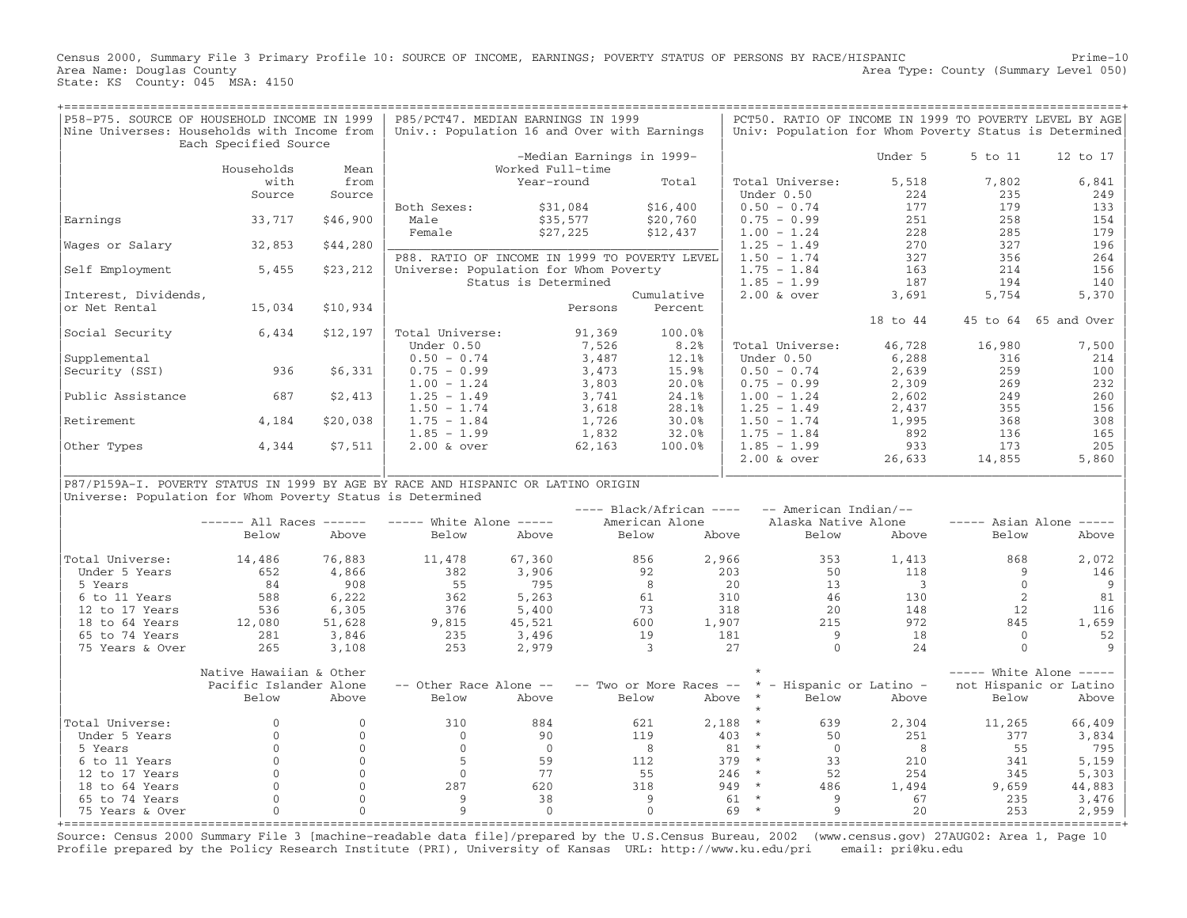Census 2000, Summary File 3 Primary Profile 10: SOURCE OF INCOME, EARNINGS; POVERTY STATUS OF PERSONS BY RACE/HISPANIC
Area Name: Douglas County
State: KS County: 045 MSA: 4150

Prime-10
Area Type: County (Summary Level 050)

## P58-P75. SOURCE OF HOUSEHOLD INCOME IN 1999

Nine Universes: Households with Income from Each Specified Source

| | Households with Source | Mean from Source |
|---|---|---|
| Earnings | 33,717 | $46,900 |
| Wages or Salary | 32,853 | $44,280 |
| Self Employment | 5,455 | $23,212 |
| Interest, Dividends, or Net Rental | 15,034 | $10,934 |
| Social Security | 6,434 | $12,197 |
| Supplemental Security (SSI) | 936 | $6,331 |
| Public Assistance | 687 | $2,413 |
| Retirement | 4,184 | $20,038 |
| Other Types | 4,344 | $7,511 |

## P85/PCT47. MEDIAN EARNINGS IN 1999

Univ.: Population 16 and Over with Earnings

| | -Median Earnings in 1999- Worked Full-time Year-round | Total |
|---|---|---|
| Both Sexes: | $31,084 | $16,400 |
| Male | $35,577 | $20,760 |
| Female | $27,225 | $12,437 |

## P88. RATIO OF INCOME IN 1999 TO POVERTY LEVEL

Universe: Population for Whom Poverty Status is Determined

| | Persons | Cumulative Percent |
|---|---|---|
| Total Universe: | 91,369 | 100.0% |
| Under 0.50 | 7,526 | 8.2% |
| 0.50 - 0.74 | 3,487 | 12.1% |
| 0.75 - 0.99 | 3,473 | 15.9% |
| 1.00 - 1.24 | 3,803 | 20.0% |
| 1.25 - 1.49 | 3,741 | 24.1% |
| 1.50 - 1.74 | 3,618 | 28.1% |
| 1.75 - 1.84 | 1,726 | 30.0% |
| 1.85 - 1.99 | 1,832 | 32.0% |
| 2.00 & over | 62,163 | 100.0% |

## PCT50. RATIO OF INCOME IN 1999 TO POVERTY LEVEL BY AGE

Univ: Population for Whom Poverty Status is Determined

| | Under 5 | 5 to 11 | 12 to 17 |
|---|---|---|---|
| Total Universe: | 5,518 | 7,802 | 6,841 |
| Under 0.50 | 224 | 235 | 249 |
| 0.50 - 0.74 | 177 | 179 | 133 |
| 0.75 - 0.99 | 251 | 258 | 154 |
| 1.00 - 1.24 | 228 | 285 | 179 |
| 1.25 - 1.49 | 270 | 327 | 196 |
| 1.50 - 1.74 | 327 | 356 | 264 |
| 1.75 - 1.84 | 163 | 214 | 156 |
| 1.85 - 1.99 | 187 | 194 | 140 |
| 2.00 & over | 3,691 | 5,754 | 5,370 |

| | 18 to 44 | 45 to 64 | 65 and Over |
|---|---|---|---|
| Total Universe: | 46,728 | 16,980 | 7,500 |
| Under 0.50 | 6,288 | 316 | 214 |
| 0.50 - 0.74 | 2,639 | 259 | 100 |
| 0.75 - 0.99 | 2,309 | 269 | 232 |
| 1.00 - 1.24 | 2,602 | 249 | 260 |
| 1.25 - 1.49 | 2,437 | 355 | 156 |
| 1.50 - 1.74 | 1,995 | 368 | 308 |
| 1.75 - 1.84 | 892 | 136 | 165 |
| 1.85 - 1.99 | 933 | 173 | 205 |
| 2.00 & over | 26,633 | 14,855 | 5,860 |

## P87/P159A-I. POVERTY STATUS IN 1999 BY AGE BY RACE AND HISPANIC OR LATINO ORIGIN

Universe: Population for Whom Poverty Status is Determined

| | All Races | | White Alone | | Black/African American Alone | | American Indian/ Alaska Native Alone | | Asian Alone | |
|---|---|---|---|---|---|---|---|---|---|---|
| | Below | Above | Below | Above | Below | Above | Below | Above | Below | Above |
| Total Universe: | 14,486 | 76,883 | 11,478 | 67,360 | 856 | 2,966 | 353 | 1,413 | 868 | 2,072 |
| Under 5 Years | 652 | 4,866 | 382 | 3,906 | 92 | 203 | 50 | 118 | 9 | 146 |
| 5 Years | 84 | 908 | 55 | 795 | 8 | 20 | 13 | 3 | 0 | 9 |
| 6 to 11 Years | 588 | 6,222 | 362 | 5,263 | 61 | 310 | 46 | 130 | 2 | 81 |
| 12 to 17 Years | 536 | 6,305 | 376 | 5,400 | 73 | 318 | 20 | 148 | 12 | 116 |
| 18 to 64 Years | 12,080 | 51,628 | 9,815 | 45,521 | 600 | 1,907 | 215 | 972 | 845 | 1,659 |
| 65 to 74 Years | 281 | 3,846 | 235 | 3,496 | 19 | 181 | 9 | 18 | 0 | 52 |
| 75 Years & Over | 265 | 3,108 | 253 | 2,979 | 3 | 27 | 0 | 24 | 0 | 9 |

| | Native Hawaiian & Other Pacific Islander Alone | | Other Race Alone | | Two or More Races | | Hispanic or Latino | | White Alone not Hispanic or Latino | |
|---|---|---|---|---|---|---|---|---|---|---|
| | Below | Above | Below | Above | Below | Above | Below | Above | Below | Above |
| Total Universe: | 0 | 0 | 310 | 884 | 621 | 2,188 | 639 | 2,304 | 11,265 | 66,409 |
| Under 5 Years | 0 | 0 | 0 | 90 | 119 | 403 | 50 | 251 | 377 | 3,834 |
| 5 Years | 0 | 0 | 0 | 0 | 8 | 81 | 0 | 8 | 55 | 795 |
| 6 to 11 Years | 0 | 0 | 5 | 59 | 112 | 379 | 33 | 210 | 341 | 5,159 |
| 12 to 17 Years | 0 | 0 | 0 | 77 | 55 | 246 | 52 | 254 | 345 | 5,303 |
| 18 to 64 Years | 0 | 0 | 287 | 620 | 318 | 949 | 486 | 1,494 | 9,659 | 44,883 |
| 65 to 74 Years | 0 | 0 | 9 | 38 | 9 | 61 | 9 | 67 | 235 | 3,476 |
| 75 Years & Over | 0 | 0 | 9 | 0 | 0 | 69 | 9 | 20 | 253 | 2,959 |

Source: Census 2000 Summary File 3 [machine-readable data file]/prepared by the U.S.Census Bureau, 2002 (www.census.gov) 27AUG02: Area 1, Page 10
Profile prepared by the Policy Research Institute (PRI), University of Kansas URL: http://www.ku.edu/pri email: pri@ku.edu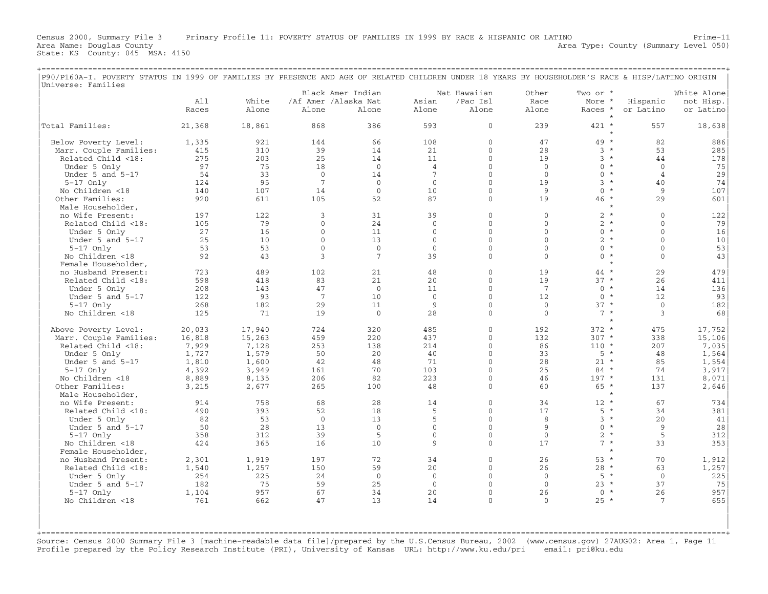Census 2000, Summary File 3 Primary Profile 11: POVERTY STATUS OF FAMILIES IN 1999 BY RACE & HISPANIC OR LATINO Prime-11
Area Name: Douglas County Area Type: County (Summary Level 050)
State: KS County: 045 MSA: 4150

P90/P160A-I. POVERTY STATUS IN 1999 OF FAMILIES BY PRESENCE AND AGE OF RELATED CHILDREN UNDER 18 YEARS BY HOUSEHOLDER'S RACE & HISP/LATINO ORIGIN
Universe: Families

| | All Races | White Alone | Black /Af Amer Alone | Amer Indian /Alaska Nat Alone | Asian Alone | Nat Hawaiian /Pac Isl Alone | Other Race Alone | Two or More Races * | Hispanic or Latino | White Alone not Hisp. or Latino |
|---|---|---|---|---|---|---|---|---|---|---|
| Total Families: | 21,368 | 18,861 | 868 | 386 | 593 | 0 | 239 | 421 * | 557 | 18,638 |
| Below Poverty Level: | 1,335 | 921 | 144 | 66 | 108 | 0 | 47 | 49 * | 82 | 886 |
| Marr. Couple Families: | 415 | 310 | 39 | 14 | 21 | 0 | 28 | 3 * | 53 | 285 |
| Related Child <18: | 275 | 203 | 25 | 14 | 11 | 0 | 19 | 3 * | 44 | 178 |
| Under 5 Only | 97 | 75 | 18 | 0 | 4 | 0 | 0 | 0 * | 0 | 75 |
| Under 5 and 5-17 | 54 | 33 | 0 | 14 | 7 | 0 | 0 | 0 * | 4 | 29 |
| 5-17 Only | 124 | 95 | 7 | 0 | 0 | 0 | 19 | 3 * | 40 | 74 |
| No Children <18 | 140 | 107 | 14 | 0 | 10 | 0 | 9 | 0 * | 9 | 107 |
| Other Families: | 920 | 611 | 105 | 52 | 87 | 0 | 19 | 46 * | 29 | 601 |
| Male Householder, no Wife Present: | 197 | 122 | 3 | 31 | 39 | 0 | 0 | 2 * | 0 | 122 |
| Related Child <18: | 105 | 79 | 0 | 24 | 0 | 0 | 0 | 2 * | 0 | 79 |
| Under 5 Only | 27 | 16 | 0 | 11 | 0 | 0 | 0 | 0 * | 0 | 16 |
| Under 5 and 5-17 | 25 | 10 | 0 | 13 | 0 | 0 | 0 | 2 * | 0 | 10 |
| 5-17 Only | 53 | 53 | 0 | 0 | 0 | 0 | 0 | 0 * | 0 | 53 |
| No Children <18 | 92 | 43 | 3 | 7 | 39 | 0 | 0 | 0 * | 0 | 43 |
| Female Householder, no Husband Present: | 723 | 489 | 102 | 21 | 48 | 0 | 19 | 44 * | 29 | 479 |
| Related Child <18: | 598 | 418 | 83 | 21 | 20 | 0 | 19 | 37 * | 26 | 411 |
| Under 5 Only | 208 | 143 | 47 | 0 | 11 | 0 | 7 | 0 * | 14 | 136 |
| Under 5 and 5-17 | 122 | 93 | 7 | 10 | 0 | 0 | 12 | 0 * | 12 | 93 |
| 5-17 Only | 268 | 182 | 29 | 11 | 9 | 0 | 0 | 37 * | 0 | 182 |
| No Children <18 | 125 | 71 | 19 | 0 | 28 | 0 | 0 | 7 * | 3 | 68 |
| Above Poverty Level: | 20,033 | 17,940 | 724 | 320 | 485 | 0 | 192 | 372 * | 475 | 17,752 |
| Marr. Couple Families: | 16,818 | 15,263 | 459 | 220 | 437 | 0 | 132 | 307 * | 338 | 15,106 |
| Related Child <18: | 7,929 | 7,128 | 253 | 138 | 214 | 0 | 86 | 110 * | 207 | 7,035 |
| Under 5 Only | 1,727 | 1,579 | 50 | 20 | 40 | 0 | 33 | 5 * | 48 | 1,564 |
| Under 5 and 5-17 | 1,810 | 1,600 | 42 | 48 | 71 | 0 | 28 | 21 * | 85 | 1,554 |
| 5-17 Only | 4,392 | 3,949 | 161 | 70 | 103 | 0 | 25 | 84 * | 74 | 3,917 |
| No Children <18 | 8,889 | 8,135 | 206 | 82 | 223 | 0 | 46 | 197 * | 131 | 8,071 |
| Other Families: | 3,215 | 2,677 | 265 | 100 | 48 | 0 | 60 | 65 * | 137 | 2,646 |
| Male Householder, no Wife Present: | 914 | 758 | 68 | 28 | 14 | 0 | 34 | 12 * | 67 | 734 |
| Related Child <18: | 490 | 393 | 52 | 18 | 5 | 0 | 17 | 5 * | 34 | 381 |
| Under 5 Only | 82 | 53 | 0 | 13 | 5 | 0 | 8 | 3 * | 20 | 41 |
| Under 5 and 5-17 | 50 | 28 | 13 | 0 | 0 | 0 | 9 | 0 * | 9 | 28 |
| 5-17 Only | 358 | 312 | 39 | 5 | 0 | 0 | 0 | 2 * | 5 | 312 |
| No Children <18 | 424 | 365 | 16 | 10 | 9 | 0 | 17 | 7 * | 33 | 353 |
| Female Householder, no Husband Present: | 2,301 | 1,919 | 197 | 72 | 34 | 0 | 26 | 53 * | 70 | 1,912 |
| Related Child <18: | 1,540 | 1,257 | 150 | 59 | 20 | 0 | 26 | 28 * | 63 | 1,257 |
| Under 5 Only | 254 | 225 | 24 | 0 | 0 | 0 | 0 | 5 * | 0 | 225 |
| Under 5 and 5-17 | 182 | 75 | 59 | 25 | 0 | 0 | 0 | 23 * | 37 | 75 |
| 5-17 Only | 1,104 | 957 | 67 | 34 | 20 | 0 | 26 | 0 * | 26 | 957 |
| No Children <18 | 761 | 662 | 47 | 13 | 14 | 0 | 0 | 25 * | 7 | 655 |

Source: Census 2000 Summary File 3 [machine-readable data file]/prepared by the U.S.Census Bureau, 2002 (www.census.gov) 27AUG02: Area 1, Page 11
Profile prepared by the Policy Research Institute (PRI), University of Kansas URL: http://www.ku.edu/pri email: pri@ku.edu